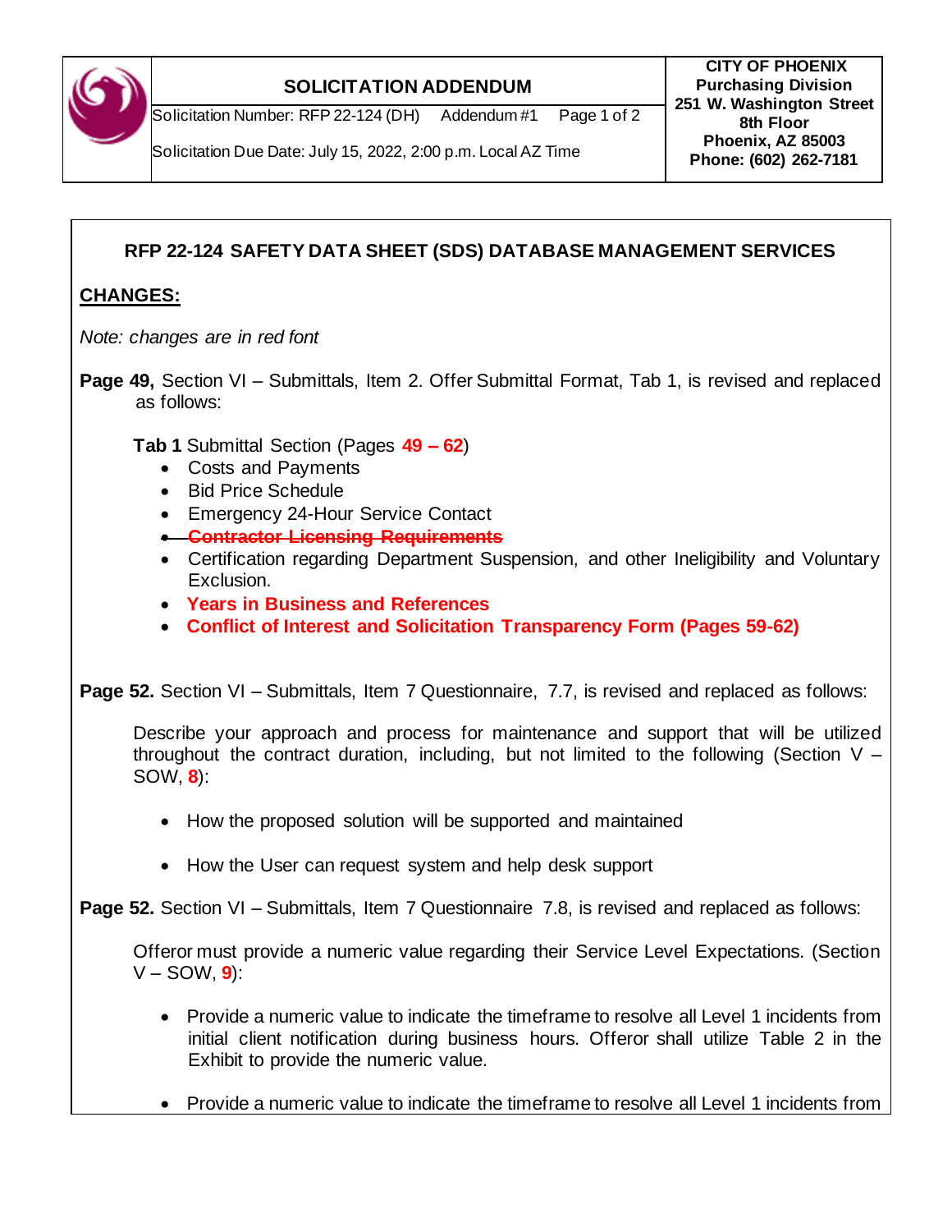| SOLICITATION ADDENDUM | CITY OF PHOENIX |
| --- | --- |
| Solicitation Number: RFP 22-124 (DH) Addendum #1 | Purchasing Division<br>251 W. Washington Street<br>8th Floor<br>Phoenix, AZ 85003<br>Phone: (602) 262-7181 |
| Solicitation Due Date: July 15, 2022, 2:00 p.m. Local AZ Time | |

## RFP 22-124 SAFETY DATA SHEET (SDS) DATABASE MANAGEMENT SERVICES

**CHANGES:**

*Note: changes are in red font*

**Page 49,** Section VI – Submittals, Item 2. Offer Submittal Format, Tab 1, is revised and replaced as follows:

**Tab 1** Submittal Section (Pages **49 – 62**)

- Costs and Payments
- Bid Price Schedule
- Emergency 24-Hour Service Contact
- ~~**Contractor Licensing Requirements**~~
- Certification regarding Department Suspension, and other Ineligibility and Voluntary Exclusion.
- **Years in Business and References**
- **Conflict of Interest and Solicitation Transparency Form (Pages 59-62)**

**Page 52.** Section VI – Submittals, Item 7 Questionnaire, 7.7, is revised and replaced as follows:

Describe your approach and process for maintenance and support that will be utilized throughout the contract duration, including, but not limited to the following (Section V – SOW, **8**):

- How the proposed solution will be supported and maintained
- How the User can request system and help desk support

**Page 52.** Section VI – Submittals, Item 7 Questionnaire 7.8, is revised and replaced as follows:

Offeror must provide a numeric value regarding their Service Level Expectations. (Section V – SOW, **9**):

- Provide a numeric value to indicate the timeframe to resolve all Level 1 incidents from initial client notification during business hours. Offeror shall utilize Table 2 in the Exhibit to provide the numeric value.
- Provide a numeric value to indicate the timeframe to resolve all Level 1 incidents from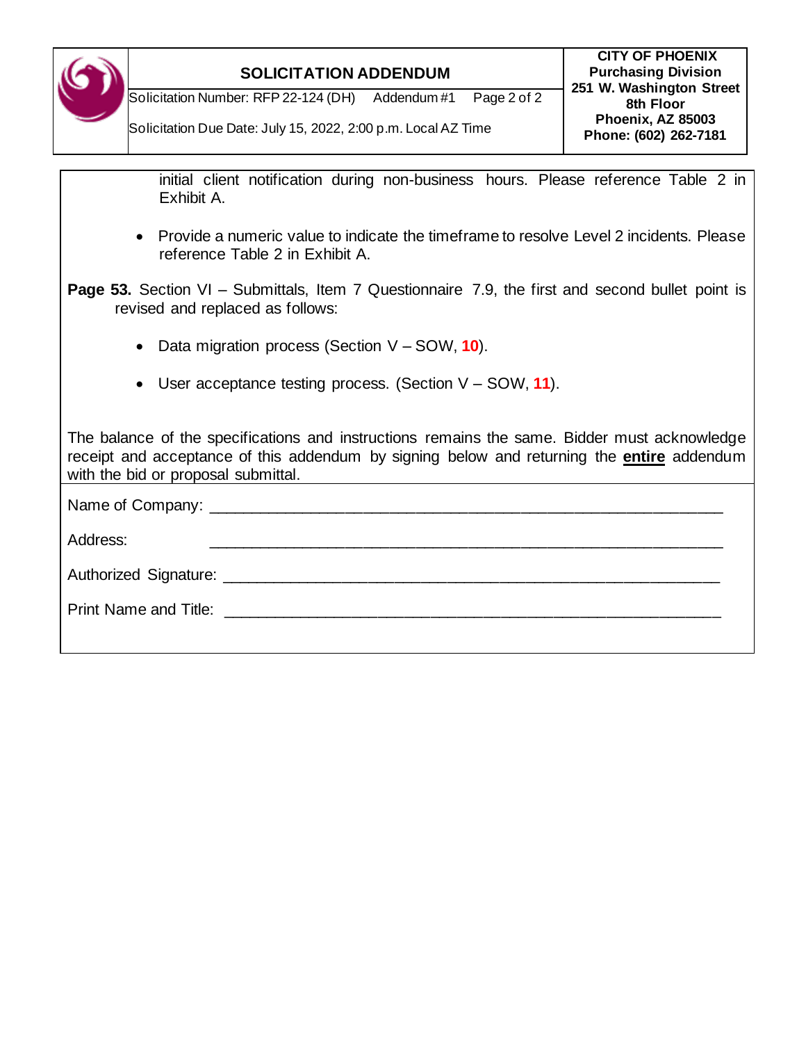initial client notification during non-business hours. Please reference Table 2 in Exhibit A.

- Provide a numeric value to indicate the timeframe to resolve Level 2 incidents. Please reference Table 2 in Exhibit A.

**Page 53.** Section VI – Submittals, Item 7 Questionnaire 7.9, the first and second bullet point is revised and replaced as follows:

- Data migration process (Section V – SOW, **10**).
- User acceptance testing process. (Section V – SOW, **11**).

The balance of the specifications and instructions remains the same. Bidder must acknowledge receipt and acceptance of this addendum by signing below and returning the **entire** addendum with the bid or proposal submittal.

Name of Company: ____________________________________________________________

Address: ____________________________________________________________

Authorized Signature: ____________________________________________________________

Print Name and Title: ____________________________________________________________